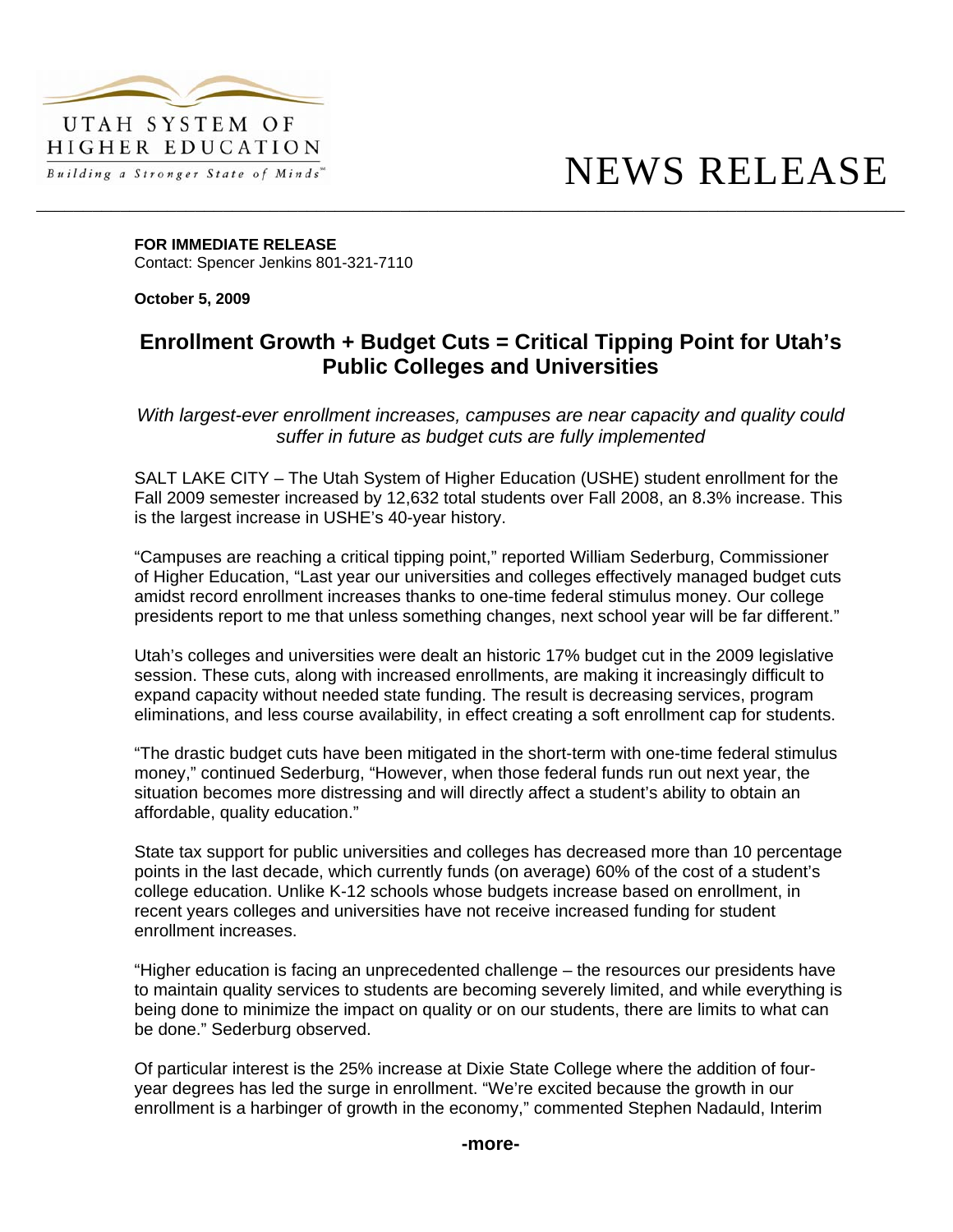UTAH SYSTEM OF HIGHER EDUCATION

*Building a Stronger State of Minds*℠

# NEWS RELEASE

**FOR IMMEDIATE RELEASE**
Contact: Spencer Jenkins 801-321-7110

**October 5, 2009**

## Enrollment Growth + Budget Cuts = Critical Tipping Point for Utah's Public Colleges and Universities

*With largest-ever enrollment increases, campuses are near capacity and quality could suffer in future as budget cuts are fully implemented*

SALT LAKE CITY – The Utah System of Higher Education (USHE) student enrollment for the Fall 2009 semester increased by 12,632 total students over Fall 2008, an 8.3% increase. This is the largest increase in USHE's 40-year history.

"Campuses are reaching a critical tipping point," reported William Sederburg, Commissioner of Higher Education, "Last year our universities and colleges effectively managed budget cuts amidst record enrollment increases thanks to one-time federal stimulus money. Our college presidents report to me that unless something changes, next school year will be far different."

Utah's colleges and universities were dealt an historic 17% budget cut in the 2009 legislative session. These cuts, along with increased enrollments, are making it increasingly difficult to expand capacity without needed state funding. The result is decreasing services, program eliminations, and less course availability, in effect creating a soft enrollment cap for students.

"The drastic budget cuts have been mitigated in the short-term with one-time federal stimulus money," continued Sederburg, "However, when those federal funds run out next year, the situation becomes more distressing and will directly affect a student's ability to obtain an affordable, quality education."

State tax support for public universities and colleges has decreased more than 10 percentage points in the last decade, which currently funds (on average) 60% of the cost of a student's college education. Unlike K-12 schools whose budgets increase based on enrollment, in recent years colleges and universities have not receive increased funding for student enrollment increases.

"Higher education is facing an unprecedented challenge – the resources our presidents have to maintain quality services to students are becoming severely limited, and while everything is being done to minimize the impact on quality or on our students, there are limits to what can be done." Sederburg observed.

Of particular interest is the 25% increase at Dixie State College where the addition of four-year degrees has led the surge in enrollment. "We're excited because the growth in our enrollment is a harbinger of growth in the economy," commented Stephen Nadauld, Interim

**-more-**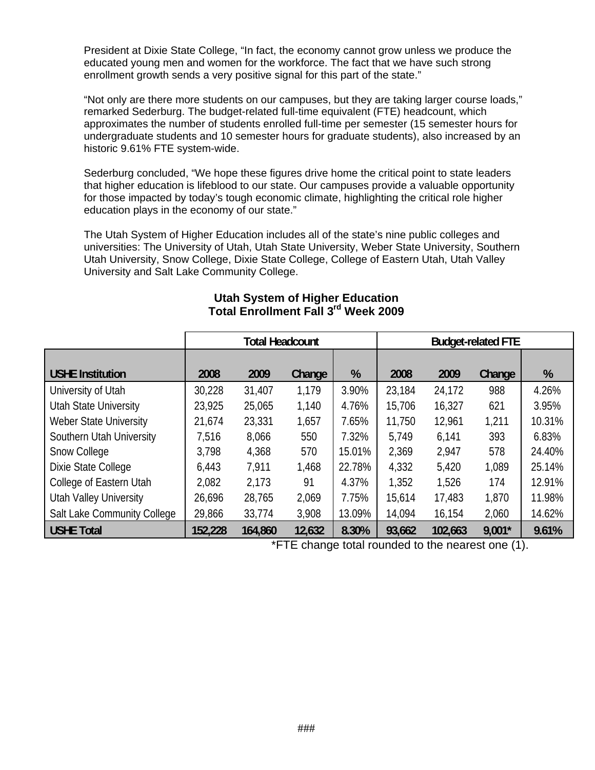President at Dixie State College, “In fact, the economy cannot grow unless we produce the educated young men and women for the workforce. The fact that we have such strong enrollment growth sends a very positive signal for this part of the state.”

“Not only are there more students on our campuses, but they are taking larger course loads,” remarked Sederburg. The budget-related full-time equivalent (FTE) headcount, which approximates the number of students enrolled full-time per semester (15 semester hours for undergraduate students and 10 semester hours for graduate students), also increased by an historic 9.61% FTE system-wide.

Sederburg concluded, “We hope these figures drive home the critical point to state leaders that higher education is lifeblood to our state. Our campuses provide a valuable opportunity for those impacted by today’s tough economic climate, highlighting the critical role higher education plays in the economy of our state.”

The Utah System of Higher Education includes all of the state’s nine public colleges and universities: The University of Utah, Utah State University, Weber State University, Southern Utah University, Snow College, Dixie State College, College of Eastern Utah, Utah Valley University and Salt Lake Community College.

**Utah System of Higher Education**
**Total Enrollment Fall 3rd Week 2009**

| | Total Headcount | | | | Budget-related FTE | | | |
|---|---|---|---|---|---|---|---|---|
| **USHE Institution** | **2008** | **2009** | **Change** | **%** | **2008** | **2009** | **Change** | **%** |
| University of Utah | 30,228 | 31,407 | 1,179 | 3.90% | 23,184 | 24,172 | 988 | 4.26% |
| Utah State University | 23,925 | 25,065 | 1,140 | 4.76% | 15,706 | 16,327 | 621 | 3.95% |
| Weber State University | 21,674 | 23,331 | 1,657 | 7.65% | 11,750 | 12,961 | 1,211 | 10.31% |
| Southern Utah University | 7,516 | 8,066 | 550 | 7.32% | 5,749 | 6,141 | 393 | 6.83% |
| Snow College | 3,798 | 4,368 | 570 | 15.01% | 2,369 | 2,947 | 578 | 24.40% |
| Dixie State College | 6,443 | 7,911 | 1,468 | 22.78% | 4,332 | 5,420 | 1,089 | 25.14% |
| College of Eastern Utah | 2,082 | 2,173 | 91 | 4.37% | 1,352 | 1,526 | 174 | 12.91% |
| Utah Valley University | 26,696 | 28,765 | 2,069 | 7.75% | 15,614 | 17,483 | 1,870 | 11.98% |
| Salt Lake Community College | 29,866 | 33,774 | 3,908 | 13.09% | 14,094 | 16,154 | 2,060 | 14.62% |
| **USHE Total** | **152,228** | **164,860** | **12,632** | **8.30%** | **93,662** | **102,663** | **9,001*** | **9.61%** |

*FTE change total rounded to the nearest one (1).

###